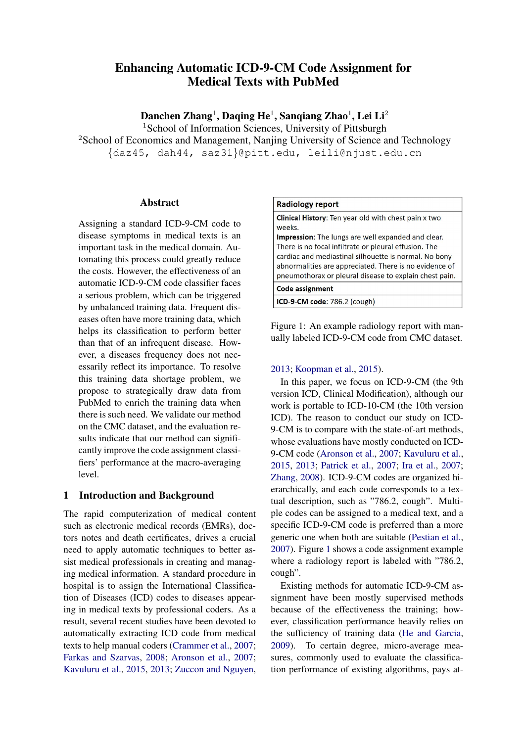# Enhancing Automatic ICD-9-CM Code Assignment for Medical Texts with PubMed

**Danchen Zhang**[1], **Daqing He**[1], **Sanqiang Zhao**[1], **Lei Li**[2]

[1]School of Information Sciences, University of Pittsburgh

[2]School of Economics and Management, Nanjing University of Science and Technology

{daz45, dah44, saz31}@pitt.edu, leili@njust.edu.cn

## Abstract

Assigning a standard ICD-9-CM code to disease symptoms in medical texts is an important task in the medical domain. Automating this process could greatly reduce the costs. However, the effectiveness of an automatic ICD-9-CM code classifier faces a serious problem, which can be triggered by unbalanced training data. Frequent diseases often have more training data, which helps its classification to perform better than that of an infrequent disease. However, a diseases frequency does not necessarily reflect its importance. To resolve this training data shortage problem, we propose to strategically draw data from PubMed to enrich the training data when there is such need. We validate our method on the CMC dataset, and the evaluation results indicate that our method can significantly improve the code assignment classifiers' performance at the macro-averaging level.

## 1 Introduction and Background

The rapid computerization of medical content such as electronic medical records (EMRs), doctors notes and death certificates, drives a crucial need to apply automatic techniques to better assist medical professionals in creating and managing medical information. A standard procedure in hospital is to assign the International Classification of Diseases (ICD) codes to diseases appearing in medical texts by professional coders. As a result, several recent studies have been devoted to automatically extracting ICD code from medical texts to help manual coders (Crammer et al., 2007; Farkas and Szarvas, 2008; Aronson et al., 2007; Kavuluru et al., 2015, 2013; Zuccon and Nguyen, 2013; Koopman et al., 2015).

| Radiology report |
|---|
| **Clinical History**: Ten year old with chest pain x two weeks.<br>**Impression**: The lungs are well expanded and clear. There is no focal infiltrate or pleural effusion. The cardiac and mediastinal silhouette is normal. No bony abnormalities are appreciated. There is no evidence of pneumothorax or pleural disease to explain chest pain. |
| **Code assignment** |
| **ICD-9-CM code**: 786.2 (cough) |

Figure 1: An example radiology report with manually labeled ICD-9-CM code from CMC dataset.

In this paper, we focus on ICD-9-CM (the 9th version ICD, Clinical Modification), although our work is portable to ICD-10-CM (the 10th version ICD). The reason to conduct our study on ICD-9-CM is to compare with the state-of-art methods, whose evaluations have mostly conducted on ICD-9-CM code (Aronson et al., 2007; Kavuluru et al., 2015, 2013; Patrick et al., 2007; Ira et al., 2007; Zhang, 2008). ICD-9-CM codes are organized hierarchically, and each code corresponds to a textual description, such as "786.2, cough". Multiple codes can be assigned to a medical text, and a specific ICD-9-CM code is preferred than a more generic one when both are suitable (Pestian et al., 2007). Figure 1 shows a code assignment example where a radiology report is labeled with "786.2, cough".

Existing methods for automatic ICD-9-CM assignment have been mostly supervised methods because of the effectiveness the training; however, classification performance heavily relies on the sufficiency of training data (He and Garcia, 2009). To certain degree, micro-average measures, commonly used to evaluate the classification performance of existing algorithms, pays at-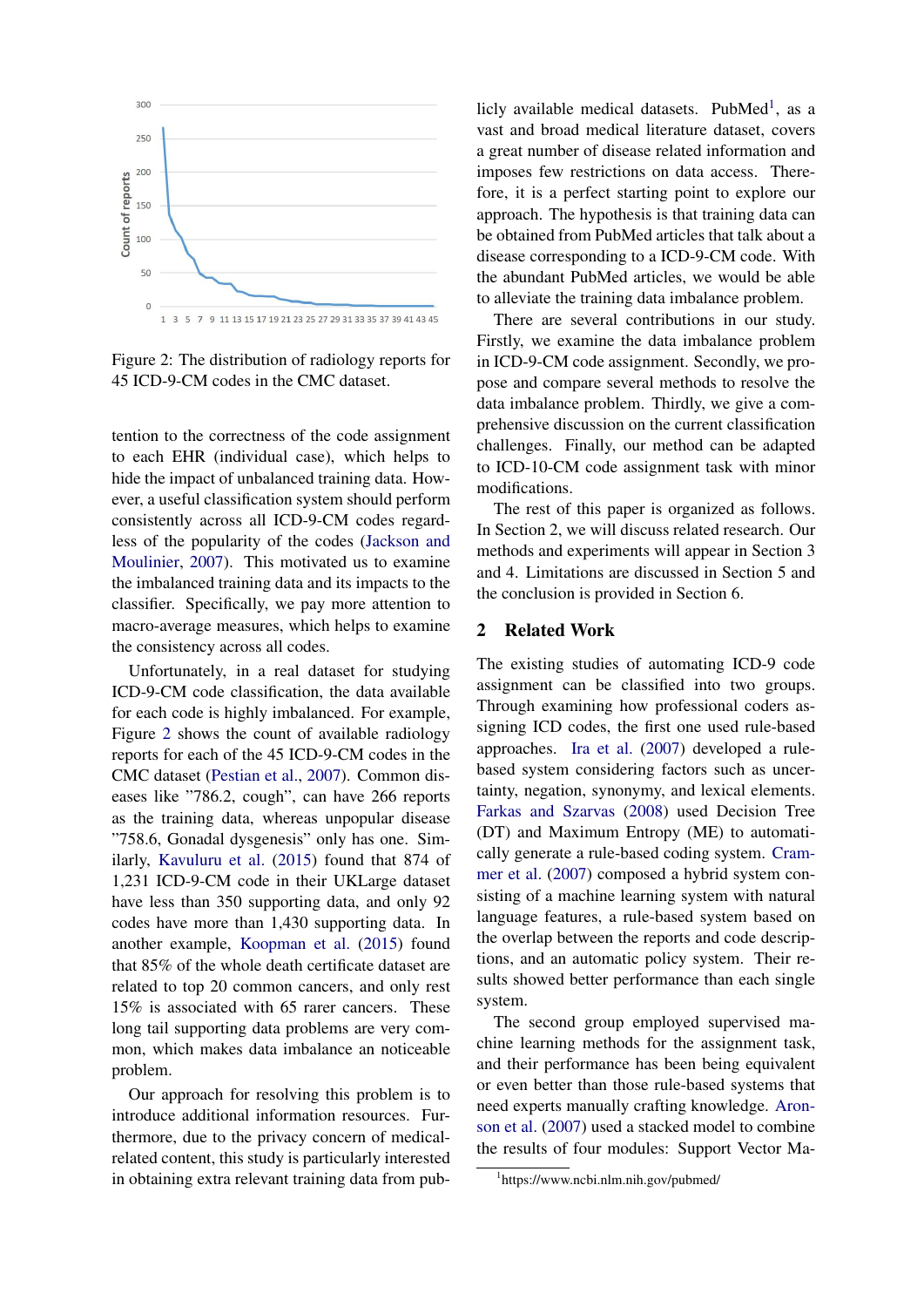Figure 2: The distribution of radiology reports for 45 ICD-9-CM codes in the CMC dataset.

tention to the correctness of the code assignment to each EHR (individual case), which helps to hide the impact of unbalanced training data. However, a useful classification system should perform consistently across all ICD-9-CM codes regardless of the popularity of the codes (Jackson and Moulinier, 2007). This motivated us to examine the imbalanced training data and its impacts to the classifier. Specifically, we pay more attention to macro-average measures, which helps to examine the consistency across all codes.

Unfortunately, in a real dataset for studying ICD-9-CM code classification, the data available for each code is highly imbalanced. For example, Figure 2 shows the count of available radiology reports for each of the 45 ICD-9-CM codes in the CMC dataset (Pestian et al., 2007). Common diseases like "786.2, cough", can have 266 reports as the training data, whereas unpopular disease "758.6, Gonadal dysgenesis" only has one. Similarly, Kavuluru et al. (2015) found that 874 of 1,231 ICD-9-CM code in their UKLarge dataset have less than 350 supporting data, and only 92 codes have more than 1,430 supporting data. In another example, Koopman et al. (2015) found that 85% of the whole death certificate dataset are related to top 20 common cancers, and only rest 15% is associated with 65 rarer cancers. These long tail supporting data problems are very common, which makes data imbalance an noticeable problem.

Our approach for resolving this problem is to introduce additional information resources. Furthermore, due to the privacy concern of medical-related content, this study is particularly interested in obtaining extra relevant training data from publicly available medical datasets. PubMed[1], as a vast and broad medical literature dataset, covers a great number of disease related information and imposes few restrictions on data access. Therefore, it is a perfect starting point to explore our approach. The hypothesis is that training data can be obtained from PubMed articles that talk about a disease corresponding to a ICD-9-CM code. With the abundant PubMed articles, we would be able to alleviate the training data imbalance problem.

There are several contributions in our study. Firstly, we examine the data imbalance problem in ICD-9-CM code assignment. Secondly, we propose and compare several methods to resolve the data imbalance problem. Thirdly, we give a comprehensive discussion on the current classification challenges. Finally, our method can be adapted to ICD-10-CM code assignment task with minor modifications.

The rest of this paper is organized as follows. In Section 2, we will discuss related research. Our methods and experiments will appear in Section 3 and 4. Limitations are discussed in Section 5 and the conclusion is provided in Section 6.

## 2 Related Work

The existing studies of automating ICD-9 code assignment can be classified into two groups. Through examining how professional coders assigning ICD codes, the first one used rule-based approaches. Ira et al. (2007) developed a rule-based system considering factors such as uncertainty, negation, synonymy, and lexical elements. Farkas and Szarvas (2008) used Decision Tree (DT) and Maximum Entropy (ME) to automatically generate a rule-based coding system. Crammer et al. (2007) composed a hybrid system consisting of a machine learning system with natural language features, a rule-based system based on the overlap between the reports and code descriptions, and an automatic policy system. Their results showed better performance than each single system.

The second group employed supervised machine learning methods for the assignment task, and their performance has been being equivalent or even better than those rule-based systems that need experts manually crafting knowledge. Aronson et al. (2007) used a stacked model to combine the results of four modules: Support Vector Ma-

[1] https://www.ncbi.nlm.nih.gov/pubmed/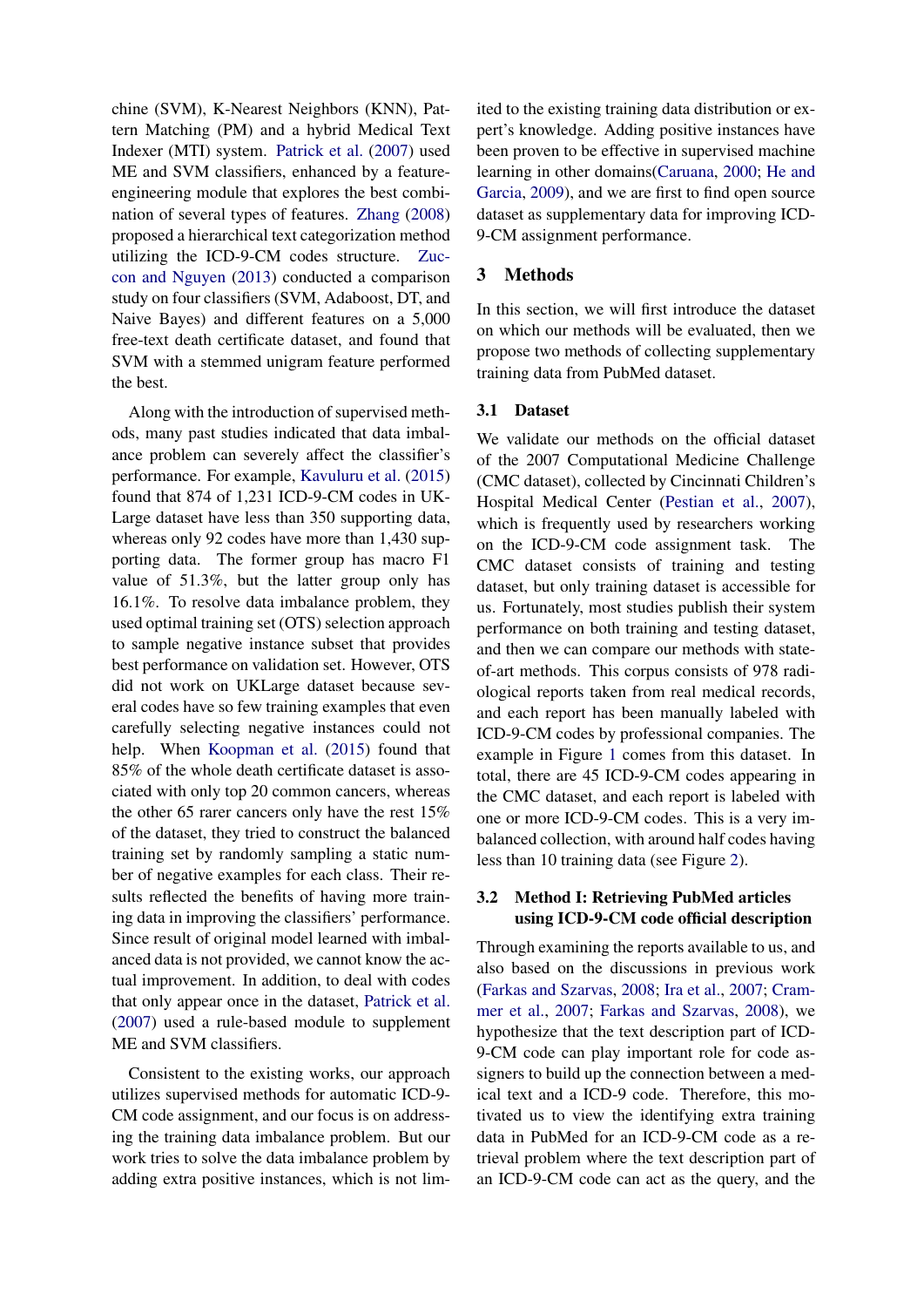chine (SVM), K-Nearest Neighbors (KNN), Pattern Matching (PM) and a hybrid Medical Text Indexer (MTI) system. Patrick et al. (2007) used ME and SVM classifiers, enhanced by a feature-engineering module that explores the best combination of several types of features. Zhang (2008) proposed a hierarchical text categorization method utilizing the ICD-9-CM codes structure. Zuccon and Nguyen (2013) conducted a comparison study on four classifiers (SVM, Adaboost, DT, and Naive Bayes) and different features on a 5,000 free-text death certificate dataset, and found that SVM with a stemmed unigram feature performed the best.

Along with the introduction of supervised methods, many past studies indicated that data imbalance problem can severely affect the classifier's performance. For example, Kavuluru et al. (2015) found that 874 of 1,231 ICD-9-CM codes in UKLarge dataset have less than 350 supporting data, whereas only 92 codes have more than 1,430 supporting data. The former group has macro F1 value of 51.3%, but the latter group only has 16.1%. To resolve data imbalance problem, they used optimal training set (OTS) selection approach to sample negative instance subset that provides best performance on validation set. However, OTS did not work on UKLarge dataset because several codes have so few training examples that even carefully selecting negative instances could not help. When Koopman et al. (2015) found that 85% of the whole death certificate dataset is associated with only top 20 common cancers, whereas the other 65 rarer cancers only have the rest 15% of the dataset, they tried to construct the balanced training set by randomly sampling a static number of negative examples for each class. Their results reflected the benefits of having more training data in improving the classifiers' performance. Since result of original model learned with imbalanced data is not provided, we cannot know the actual improvement. In addition, to deal with codes that only appear once in the dataset, Patrick et al. (2007) used a rule-based module to supplement ME and SVM classifiers.

Consistent to the existing works, our approach utilizes supervised methods for automatic ICD-9-CM code assignment, and our focus is on addressing the training data imbalance problem. But our work tries to solve the data imbalance problem by adding extra positive instances, which is not limited to the existing training data distribution or expert's knowledge. Adding positive instances have been proven to be effective in supervised machine learning in other domains(Caruana, 2000; He and Garcia, 2009), and we are first to find open source dataset as supplementary data for improving ICD-9-CM assignment performance.

## 3 Methods

In this section, we will first introduce the dataset on which our methods will be evaluated, then we propose two methods of collecting supplementary training data from PubMed dataset.

### 3.1 Dataset

We validate our methods on the official dataset of the 2007 Computational Medicine Challenge (CMC dataset), collected by Cincinnati Children's Hospital Medical Center (Pestian et al., 2007), which is frequently used by researchers working on the ICD-9-CM code assignment task. The CMC dataset consists of training and testing dataset, but only training dataset is accessible for us. Fortunately, most studies publish their system performance on both training and testing dataset, and then we can compare our methods with state-of-art methods. This corpus consists of 978 radiological reports taken from real medical records, and each report has been manually labeled with ICD-9-CM codes by professional companies. The example in Figure 1 comes from this dataset. In total, there are 45 ICD-9-CM codes appearing in the CMC dataset, and each report is labeled with one or more ICD-9-CM codes. This is a very imbalanced collection, with around half codes having less than 10 training data (see Figure 2).

### 3.2 Method I: Retrieving PubMed articles using ICD-9-CM code official description

Through examining the reports available to us, and also based on the discussions in previous work (Farkas and Szarvas, 2008; Ira et al., 2007; Crammer et al., 2007; Farkas and Szarvas, 2008), we hypothesize that the text description part of ICD-9-CM code can play important role for code assigners to build up the connection between a medical text and a ICD-9 code. Therefore, this motivated us to view the identifying extra training data in PubMed for an ICD-9-CM code as a retrieval problem where the text description part of an ICD-9-CM code can act as the query, and the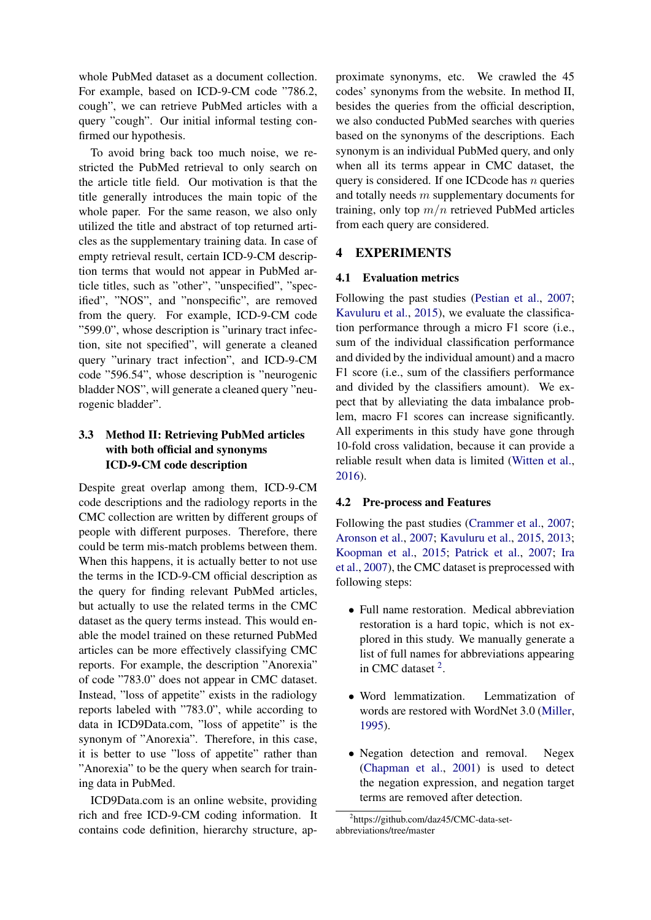whole PubMed dataset as a document collection. For example, based on ICD-9-CM code "786.2, cough", we can retrieve PubMed articles with a query "cough". Our initial informal testing confirmed our hypothesis.

To avoid bring back too much noise, we restricted the PubMed retrieval to only search on the article title field. Our motivation is that the title generally introduces the main topic of the whole paper. For the same reason, we also only utilized the title and abstract of top returned articles as the supplementary training data. In case of empty retrieval result, certain ICD-9-CM description terms that would not appear in PubMed article titles, such as "other", "unspecified", "specified", "NOS", and "nonspecific", are removed from the query. For example, ICD-9-CM code "599.0", whose description is "urinary tract infection, site not specified", will generate a cleaned query "urinary tract infection", and ICD-9-CM code "596.54", whose description is "neurogenic bladder NOS", will generate a cleaned query "neurogenic bladder".

### 3.3 Method II: Retrieving PubMed articles with both official and synonyms ICD-9-CM code description

Despite great overlap among them, ICD-9-CM code descriptions and the radiology reports in the CMC collection are written by different groups of people with different purposes. Therefore, there could be term mis-match problems between them. When this happens, it is actually better to not use the terms in the ICD-9-CM official description as the query for finding relevant PubMed articles, but actually to use the related terms in the CMC dataset as the query terms instead. This would enable the model trained on these returned PubMed articles can be more effectively classifying CMC reports. For example, the description "Anorexia" of code "783.0" does not appear in CMC dataset. Instead, "loss of appetite" exists in the radiology reports labeled with "783.0", while according to data in ICD9Data.com, "loss of appetite" is the synonym of "Anorexia". Therefore, in this case, it is better to use "loss of appetite" rather than "Anorexia" to be the query when search for training data in PubMed.

ICD9Data.com is an online website, providing rich and free ICD-9-CM coding information. It contains code definition, hierarchy structure, approximate synonyms, etc. We crawled the 45 codes' synonyms from the website. In method II, besides the queries from the official description, we also conducted PubMed searches with queries based on the synonyms of the descriptions. Each synonym is an individual PubMed query, and only when all its terms appear in CMC dataset, the query is considered. If one ICDcode has $n$ queries and totally needs $m$ supplementary documents for training, only top $m/n$ retrieved PubMed articles from each query are considered.

## 4 EXPERIMENTS

### 4.1 Evaluation metrics

Following the past studies (Pestian et al., 2007; Kavuluru et al., 2015), we evaluate the classification performance through a micro F1 score (i.e., sum of the individual classification performance and divided by the individual amount) and a macro F1 score (i.e., sum of the classifiers performance and divided by the classifiers amount). We expect that by alleviating the data imbalance problem, macro F1 scores can increase significantly. All experiments in this study have gone through 10-fold cross validation, because it can provide a reliable result when data is limited (Witten et al., 2016).

### 4.2 Pre-process and Features

Following the past studies (Crammer et al., 2007; Aronson et al., 2007; Kavuluru et al., 2015, 2013; Koopman et al., 2015; Patrick et al., 2007; Ira et al., 2007), the CMC dataset is preprocessed with following steps:

- Full name restoration. Medical abbreviation restoration is a hard topic, which is not explored in this study. We manually generate a list of full names for abbreviations appearing in CMC dataset [2].

- Word lemmatization. Lemmatization of words are restored with WordNet 3.0 (Miller, 1995).

- Negation detection and removal. Negex (Chapman et al., 2001) is used to detect the negation expression, and negation target terms are removed after detection.

[2] https://github.com/daz45/CMC-data-set-abbreviations/tree/master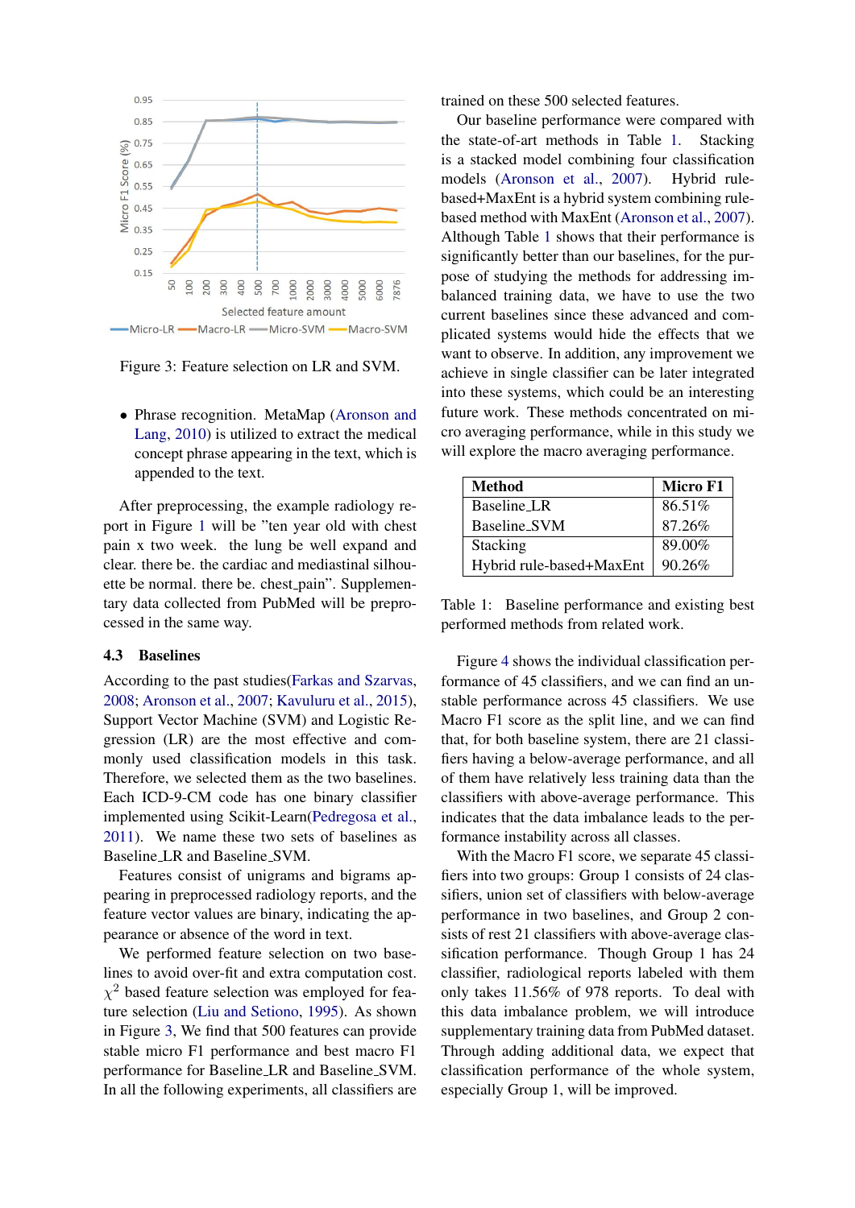Figure 3: Feature selection on LR and SVM.

- Phrase recognition. MetaMap (Aronson and Lang, 2010) is utilized to extract the medical concept phrase appearing in the text, which is appended to the text.

After preprocessing, the example radiology report in Figure 1 will be "ten year old with chest pain x two week. the lung be well expand and clear. there be. the cardiac and mediastinal silhouette be normal. there be. chest_pain". Supplementary data collected from PubMed will be preprocessed in the same way.

### 4.3 Baselines

According to the past studies(Farkas and Szarvas, 2008; Aronson et al., 2007; Kavuluru et al., 2015), Support Vector Machine (SVM) and Logistic Regression (LR) are the most effective and commonly used classification models in this task. Therefore, we selected them as the two baselines. Each ICD-9-CM code has one binary classifier implemented using Scikit-Learn(Pedregosa et al., 2011). We name these two sets of baselines as Baseline_LR and Baseline_SVM.

Features consist of unigrams and bigrams appearing in preprocessed radiology reports, and the feature vector values are binary, indicating the appearance or absence of the word in text.

We performed feature selection on two baselines to avoid over-fit and extra computation cost. $\chi^2$ based feature selection was employed for feature selection (Liu and Setiono, 1995). As shown in Figure 3, We find that 500 features can provide stable micro F1 performance and best macro F1 performance for Baseline_LR and Baseline_SVM. In all the following experiments, all classifiers are trained on these 500 selected features.

Our baseline performance were compared with the state-of-art methods in Table 1. Stacking is a stacked model combining four classification models (Aronson et al., 2007). Hybrid rule-based+MaxEnt is a hybrid system combining rule-based method with MaxEnt (Aronson et al., 2007). Although Table 1 shows that their performance is significantly better than our baselines, for the purpose of studying the methods for addressing imbalanced training data, we have to use the two current baselines since these advanced and complicated systems would hide the effects that we want to observe. In addition, any improvement we achieve in single classifier can be later integrated into these systems, which could be an interesting future work. These methods concentrated on micro averaging performance, while in this study we will explore the macro averaging performance.

| Method | Micro F1 |
|---|---|
| Baseline_LR | 86.51% |
| Baseline_SVM | 87.26% |
| Stacking | 89.00% |
| Hybrid rule-based+MaxEnt | 90.26% |

Table 1: Baseline performance and existing best performed methods from related work.

Figure 4 shows the individual classification performance of 45 classifiers, and we can find an unstable performance across 45 classifiers. We use Macro F1 score as the split line, and we can find that, for both baseline system, there are 21 classifiers having a below-average performance, and all of them have relatively less training data than the classifiers with above-average performance. This indicates that the data imbalance leads to the performance instability across all classes.

With the Macro F1 score, we separate 45 classifiers into two groups: Group 1 consists of 24 classifiers, union set of classifiers with below-average performance in two baselines, and Group 2 consists of rest 21 classifiers with above-average classification performance. Though Group 1 has 24 classifier, radiological reports labeled with them only takes 11.56% of 978 reports. To deal with this data imbalance problem, we will introduce supplementary training data from PubMed dataset. Through adding additional data, we expect that classification performance of the whole system, especially Group 1, will be improved.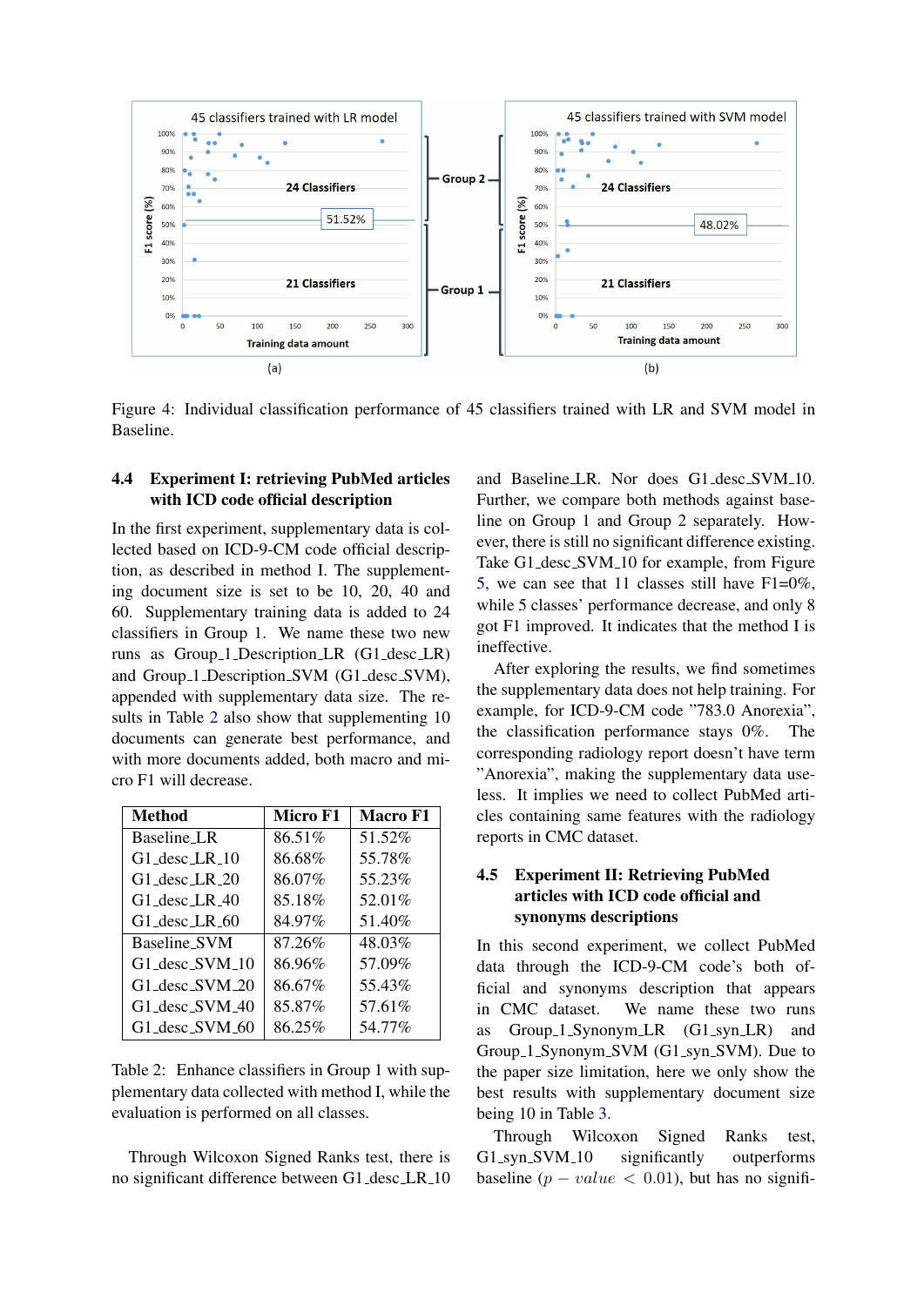Figure 4: Individual classification performance of 45 classifiers trained with LR and SVM model in Baseline.

### 4.4 Experiment I: retrieving PubMed articles with ICD code official description

In the first experiment, supplementary data is collected based on ICD-9-CM code official description, as described in method I. The supplementing document size is set to be 10, 20, 40 and 60. Supplementary training data is added to 24 classifiers in Group 1. We name these two new runs as Group_1_Description_LR (G1_desc_LR) and Group_1_Description_SVM (G1_desc_SVM), appended with supplementary data size. The results in Table 2 also show that supplementing 10 documents can generate best performance, and with more documents added, both macro and micro F1 will decrease.

| Method | Micro F1 | Macro F1 |
|---|---|---|
| Baseline_LR | 86.51% | 51.52% |
| G1_desc_LR_10 | 86.68% | 55.78% |
| G1_desc_LR_20 | 86.07% | 55.23% |
| G1_desc_LR_40 | 85.18% | 52.01% |
| G1_desc_LR_60 | 84.97% | 51.40% |
| Baseline_SVM | 87.26% | 48.03% |
| G1_desc_SVM_10 | 86.96% | 57.09% |
| G1_desc_SVM_20 | 86.67% | 55.43% |
| G1_desc_SVM_40 | 85.87% | 57.61% |
| G1_desc_SVM_60 | 86.25% | 54.77% |

Table 2: Enhance classifiers in Group 1 with supplementary data collected with method I, while the evaluation is performed on all classes.

Through Wilcoxon Signed Ranks test, there is no significant difference between G1_desc_LR_10 and Baseline_LR. Nor does G1_desc_SVM_10. Further, we compare both methods against baseline on Group 1 and Group 2 separately. However, there is still no significant difference existing. Take G1_desc_SVM_10 for example, from Figure 5, we can see that 11 classes still have F1=0%, while 5 classes' performance decrease, and only 8 got F1 improved. It indicates that the method I is ineffective.

After exploring the results, we find sometimes the supplementary data does not help training. For example, for ICD-9-CM code "783.0 Anorexia", the classification performance stays 0%. The corresponding radiology report doesn't have term "Anorexia", making the supplementary data useless. It implies we need to collect PubMed articles containing same features with the radiology reports in CMC dataset.

### 4.5 Experiment II: Retrieving PubMed articles with ICD code official and synonyms descriptions

In this second experiment, we collect PubMed data through the ICD-9-CM code's both official and synonyms description that appears in CMC dataset. We name these two runs as Group_1_Synonym_LR (G1_syn_LR) and Group_1_Synonym_SVM (G1_syn_SVM). Due to the paper size limitation, here we only show the best results with supplementary document size being 10 in Table 3.

Through Wilcoxon Signed Ranks test, G1_syn_SVM_10 significantly outperforms baseline ($p-value < 0.01$), but has no signifi-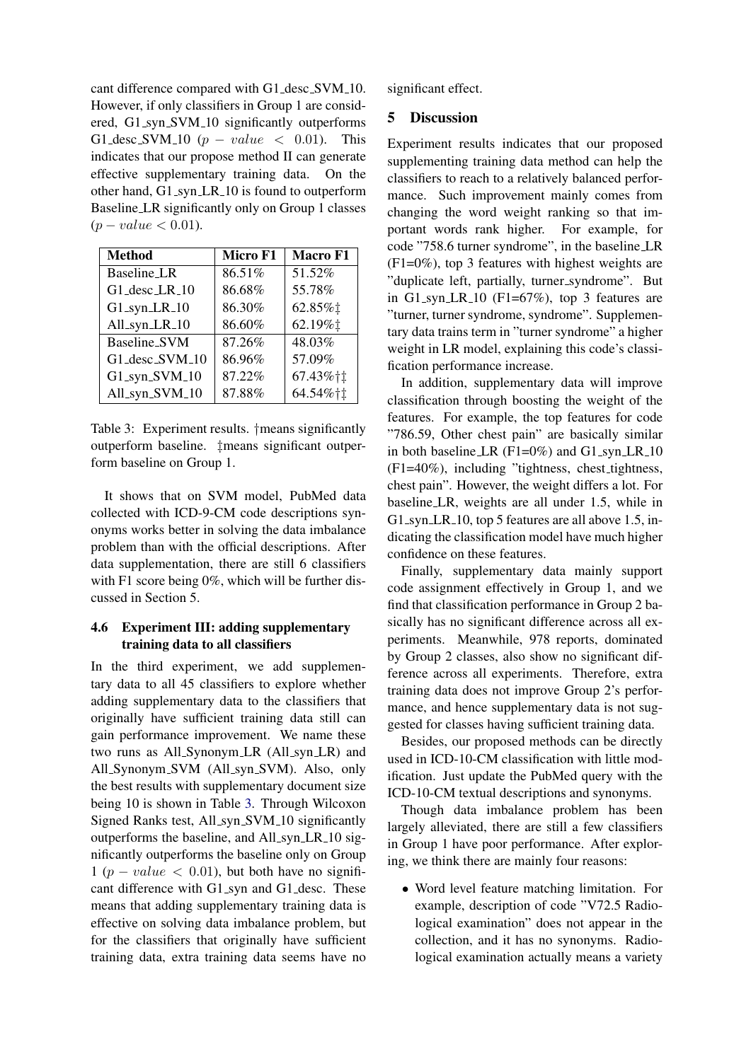cant difference compared with G1_desc_SVM_10. However, if only classifiers in Group 1 are considered, G1_syn_SVM_10 significantly outperforms G1_desc_SVM_10 ($p-value < 0.01$). This indicates that our propose method II can generate effective supplementary training data. On the other hand, G1_syn_LR_10 is found to outperform Baseline_LR significantly only on Group 1 classes ($p-value < 0.01$).

| Method | Micro F1 | Macro F1 |
|---|---|---|
| Baseline_LR | 86.51% | 51.52% |
| G1_desc_LR_10 | 86.68% | 55.78% |
| G1_syn_LR_10 | 86.30% | 62.85%‡ |
| All_syn_LR_10 | 86.60% | 62.19%‡ |
| Baseline_SVM | 87.26% | 48.03% |
| G1_desc_SVM_10 | 86.96% | 57.09% |
| G1_syn_SVM_10 | 87.22% | 67.43%†‡ |
| All_syn_SVM_10 | 87.88% | 64.54%†‡ |

Table 3: Experiment results. †means significantly outperform baseline. ‡means significant outperform baseline on Group 1.

It shows that on SVM model, PubMed data collected with ICD-9-CM code descriptions synonyms works better in solving the data imbalance problem than with the official descriptions. After data supplementation, there are still 6 classifiers with F1 score being 0%, which will be further discussed in Section 5.

### 4.6 Experiment III: adding supplementary training data to all classifiers

In the third experiment, we add supplementary data to all 45 classifiers to explore whether adding supplementary data to the classifiers that originally have sufficient training data still can gain performance improvement. We name these two runs as All_Synonym_LR (All_syn_LR) and All_Synonym_SVM (All_syn_SVM). Also, only the best results with supplementary document size being 10 is shown in Table 3. Through Wilcoxon Signed Ranks test, All_syn_SVM_10 significantly outperforms the baseline, and All_syn_LR_10 significantly outperforms the baseline only on Group 1 ($p-value < 0.01$), but both have no significant difference with G1_syn and G1_desc. These means that adding supplementary training data is effective on solving data imbalance problem, but for the classifiers that originally have sufficient training data, extra training data seems have no significant effect.

## 5 Discussion

Experiment results indicates that our proposed supplementing training data method can help the classifiers to reach to a relatively balanced performance. Such improvement mainly comes from changing the word weight ranking so that important words rank higher. For example, for code "758.6 turner syndrome", in the baseline_LR (F1=0%), top 3 features with highest weights are "duplicate left, partially, turner_syndrome". But in G1_syn_LR_10 (F1=67%), top 3 features are "turner, turner syndrome, syndrome". Supplementary data trains term in "turner syndrome" a higher weight in LR model, explaining this code's classification performance increase.

In addition, supplementary data will improve classification through boosting the weight of the features. For example, the top features for code "786.59, Other chest pain" are basically similar in both baseline_LR (F1=0%) and G1_syn_LR_10 (F1=40%), including "tightness, chest_tightness, chest pain". However, the weight differs a lot. For baseline_LR, weights are all under 1.5, while in G1_syn_LR_10, top 5 features are all above 1.5, indicating the classification model have much higher confidence on these features.

Finally, supplementary data mainly support code assignment effectively in Group 1, and we find that classification performance in Group 2 basically has no significant difference across all experiments. Meanwhile, 978 reports, dominated by Group 2 classes, also show no significant difference across all experiments. Therefore, extra training data does not improve Group 2's performance, and hence supplementary data is not suggested for classes having sufficient training data.

Besides, our proposed methods can be directly used in ICD-10-CM classification with little modification. Just update the PubMed query with the ICD-10-CM textual descriptions and synonyms.

Though data imbalance problem has been largely alleviated, there are still a few classifiers in Group 1 have poor performance. After exploring, we think there are mainly four reasons:

- Word level feature matching limitation. For example, description of code "V72.5 Radiological examination" does not appear in the collection, and it has no synonyms. Radiological examination actually means a variety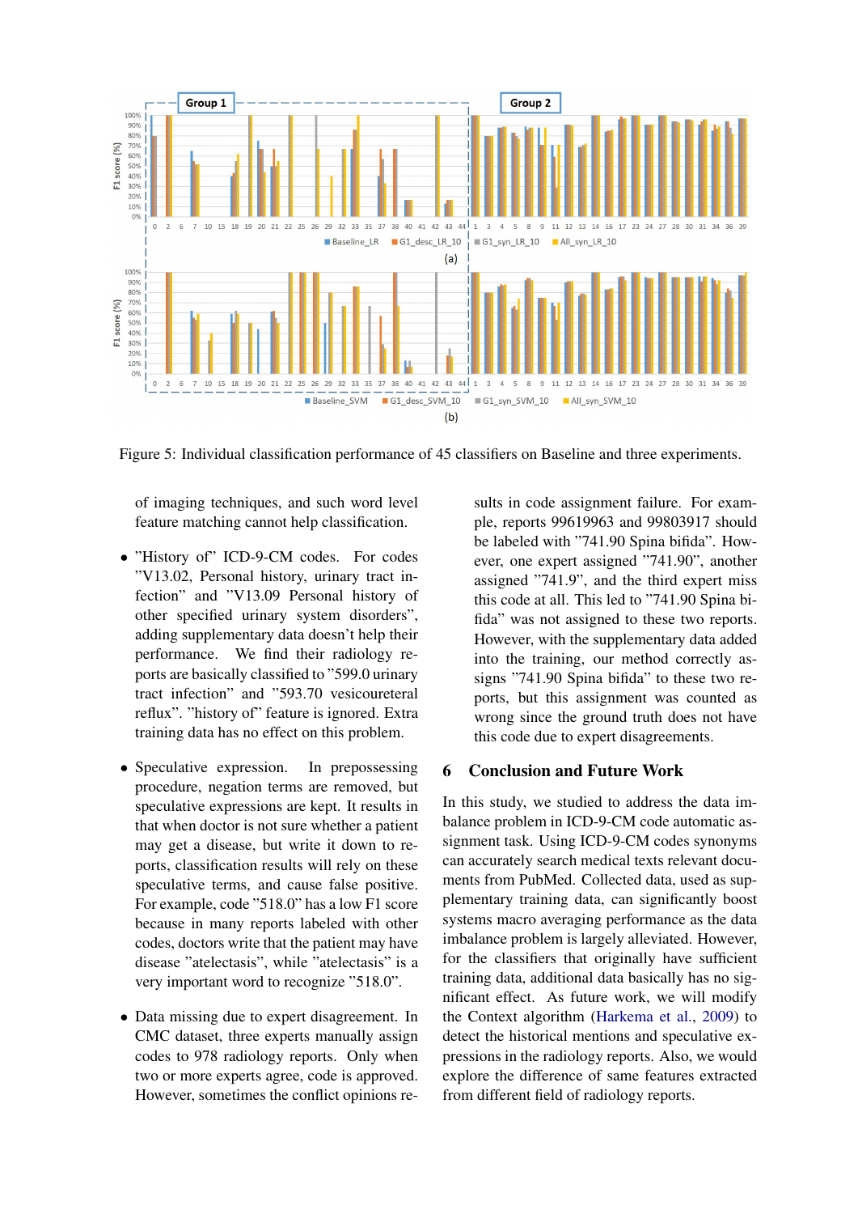Figure 5: Individual classification performance of 45 classifiers on Baseline and three experiments.

of imaging techniques, and such word level feature matching cannot help classification.

- "History of" ICD-9-CM codes. For codes "V13.02, Personal history, urinary tract infection" and "V13.09 Personal history of other specified urinary system disorders", adding supplementary data doesn't help their performance. We find their radiology reports are basically classified to "599.0 urinary tract infection" and "593.70 vesicoureteral reflux". "history of" feature is ignored. Extra training data has no effect on this problem.

- Speculative expression. In prepossessing procedure, negation terms are removed, but speculative expressions are kept. It results in that when doctor is not sure whether a patient may get a disease, but write it down to reports, classification results will rely on these speculative terms, and cause false positive. For example, code "518.0" has a low F1 score because in many reports labeled with other codes, doctors write that the patient may have disease "atelectasis", while "atelectasis" is a very important word to recognize "518.0".

- Data missing due to expert disagreement. In CMC dataset, three experts manually assign codes to 978 radiology reports. Only when two or more experts agree, code is approved. However, sometimes the conflict opinions results in code assignment failure. For example, reports 99619963 and 99803917 should be labeled with "741.90 Spina bifida". However, one expert assigned "741.90", another assigned "741.9", and the third expert miss this code at all. This led to "741.90 Spina bifida" was not assigned to these two reports. However, with the supplementary data added into the training, our method correctly assigns "741.90 Spina bifida" to these two reports, but this assignment was counted as wrong since the ground truth does not have this code due to expert disagreements.

## 6 Conclusion and Future Work

In this study, we studied to address the data imbalance problem in ICD-9-CM code automatic assignment task. Using ICD-9-CM codes synonyms can accurately search medical texts relevant documents from PubMed. Collected data, used as supplementary training data, can significantly boost systems macro averaging performance as the data imbalance problem is largely alleviated. However, for the classifiers that originally have sufficient training data, additional data basically has no significant effect. As future work, we will modify the Context algorithm (Harkema et al., 2009) to detect the historical mentions and speculative expressions in the radiology reports. Also, we would explore the difference of same features extracted from different field of radiology reports.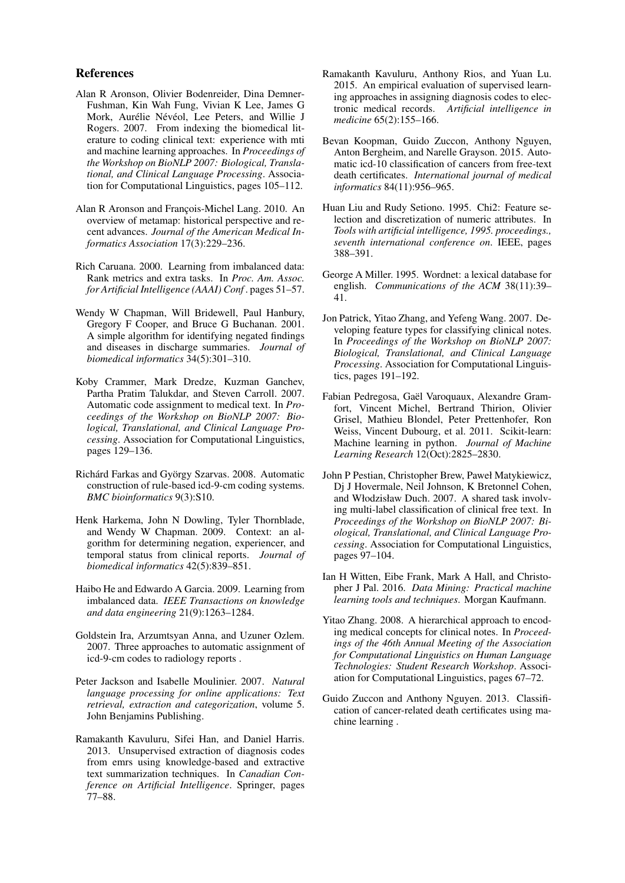## References

Alan R Aronson, Olivier Bodenreider, Dina Demner-Fushman, Kin Wah Fung, Vivian K Lee, James G Mork, Aurélie Névéol, Lee Peters, and Willie J Rogers. 2007. From indexing the biomedical literature to coding clinical text: experience with mti and machine learning approaches. In *Proceedings of the Workshop on BioNLP 2007: Biological, Translational, and Clinical Language Processing*. Association for Computational Linguistics, pages 105–112.

Alan R Aronson and François-Michel Lang. 2010. An overview of metamap: historical perspective and recent advances. *Journal of the American Medical Informatics Association* 17(3):229–236.

Rich Caruana. 2000. Learning from imbalanced data: Rank metrics and extra tasks. In *Proc. Am. Assoc. for Artificial Intelligence (AAAI) Conf*. pages 51–57.

Wendy W Chapman, Will Bridewell, Paul Hanbury, Gregory F Cooper, and Bruce G Buchanan. 2001. A simple algorithm for identifying negated findings and diseases in discharge summaries. *Journal of biomedical informatics* 34(5):301–310.

Koby Crammer, Mark Dredze, Kuzman Ganchev, Partha Pratim Talukdar, and Steven Carroll. 2007. Automatic code assignment to medical text. In *Proceedings of the Workshop on BioNLP 2007: Biological, Translational, and Clinical Language Processing*. Association for Computational Linguistics, pages 129–136.

Richárd Farkas and György Szarvas. 2008. Automatic construction of rule-based icd-9-cm coding systems. *BMC bioinformatics* 9(3):S10.

Henk Harkema, John N Dowling, Tyler Thornblade, and Wendy W Chapman. 2009. Context: an algorithm for determining negation, experiencer, and temporal status from clinical reports. *Journal of biomedical informatics* 42(5):839–851.

Haibo He and Edwardo A Garcia. 2009. Learning from imbalanced data. *IEEE Transactions on knowledge and data engineering* 21(9):1263–1284.

Goldstein Ira, Arzumtsyan Anna, and Uzuner Ozlem. 2007. Three approaches to automatic assignment of icd-9-cm codes to radiology reports .

Peter Jackson and Isabelle Moulinier. 2007. *Natural language processing for online applications: Text retrieval, extraction and categorization*, volume 5. John Benjamins Publishing.

Ramakanth Kavuluru, Sifei Han, and Daniel Harris. 2013. Unsupervised extraction of diagnosis codes from emrs using knowledge-based and extractive text summarization techniques. In *Canadian Conference on Artificial Intelligence*. Springer, pages 77–88.

Ramakanth Kavuluru, Anthony Rios, and Yuan Lu. 2015. An empirical evaluation of supervised learning approaches in assigning diagnosis codes to electronic medical records. *Artificial intelligence in medicine* 65(2):155–166.

Bevan Koopman, Guido Zuccon, Anthony Nguyen, Anton Bergheim, and Narelle Grayson. 2015. Automatic icd-10 classification of cancers from free-text death certificates. *International journal of medical informatics* 84(11):956–965.

Huan Liu and Rudy Setiono. 1995. Chi2: Feature selection and discretization of numeric attributes. In *Tools with artificial intelligence, 1995. proceedings., seventh international conference on*. IEEE, pages 388–391.

George A Miller. 1995. Wordnet: a lexical database for english. *Communications of the ACM* 38(11):39–41.

Jon Patrick, Yitao Zhang, and Yefeng Wang. 2007. Developing feature types for classifying clinical notes. In *Proceedings of the Workshop on BioNLP 2007: Biological, Translational, and Clinical Language Processing*. Association for Computational Linguistics, pages 191–192.

Fabian Pedregosa, Gaël Varoquaux, Alexandre Gramfort, Vincent Michel, Bertrand Thirion, Olivier Grisel, Mathieu Blondel, Peter Prettenhofer, Ron Weiss, Vincent Dubourg, et al. 2011. Scikit-learn: Machine learning in python. *Journal of Machine Learning Research* 12(Oct):2825–2830.

John P Pestian, Christopher Brew, Paweł Matykiewicz, Dj J Hovermale, Neil Johnson, K Bretonnel Cohen, and Włodzisław Duch. 2007. A shared task involving multi-label classification of clinical free text. In *Proceedings of the Workshop on BioNLP 2007: Biological, Translational, and Clinical Language Processing*. Association for Computational Linguistics, pages 97–104.

Ian H Witten, Eibe Frank, Mark A Hall, and Christopher J Pal. 2016. *Data Mining: Practical machine learning tools and techniques*. Morgan Kaufmann.

Yitao Zhang. 2008. A hierarchical approach to encoding medical concepts for clinical notes. In *Proceedings of the 46th Annual Meeting of the Association for Computational Linguistics on Human Language Technologies: Student Research Workshop*. Association for Computational Linguistics, pages 67–72.

Guido Zuccon and Anthony Nguyen. 2013. Classification of cancer-related death certificates using machine learning .